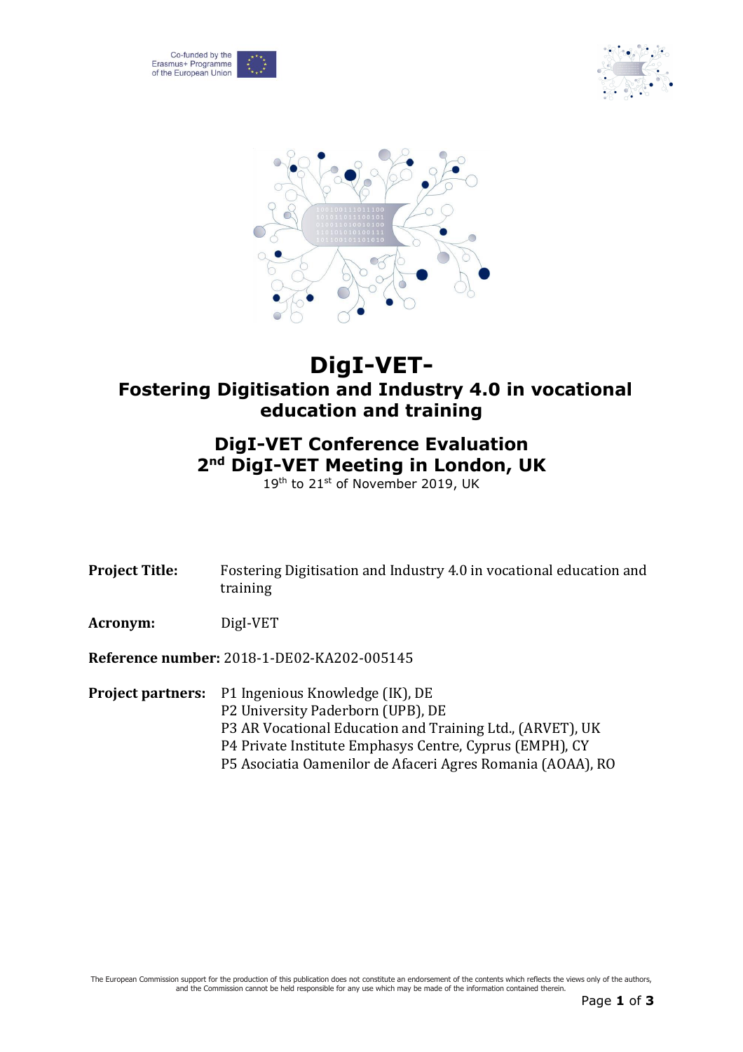# DigI-VET-

## Fostering Digitisation and Industry 4.0 in vocational education and training

## DigI-VET Conference Evaluation

## 2nd DigI-VET Meeting in London, UK

19th to 21st of November 2019, UK

**Project Title:** Fostering Digitisation and Industry 4.0 in vocational education and training

**Acronym:** DigI-VET

**Reference number:** 2018-1-DE02-KA202-005145

**Project partners:**
P1 Ingenious Knowledge (IK), DE
P2 University Paderborn (UPB), DE
P3 AR Vocational Education and Training Ltd., (ARVET), UK
P4 Private Institute Emphasys Centre, Cyprus (EMPH), CY
P5 Asociatia Oamenilor de Afaceri Agres Romania (AOAA), RO

The European Commission support for the production of this publication does not constitute an endorsement of the contents which reflects the views only of the authors, and the Commission cannot be held responsible for any use which may be made of the information contained therein.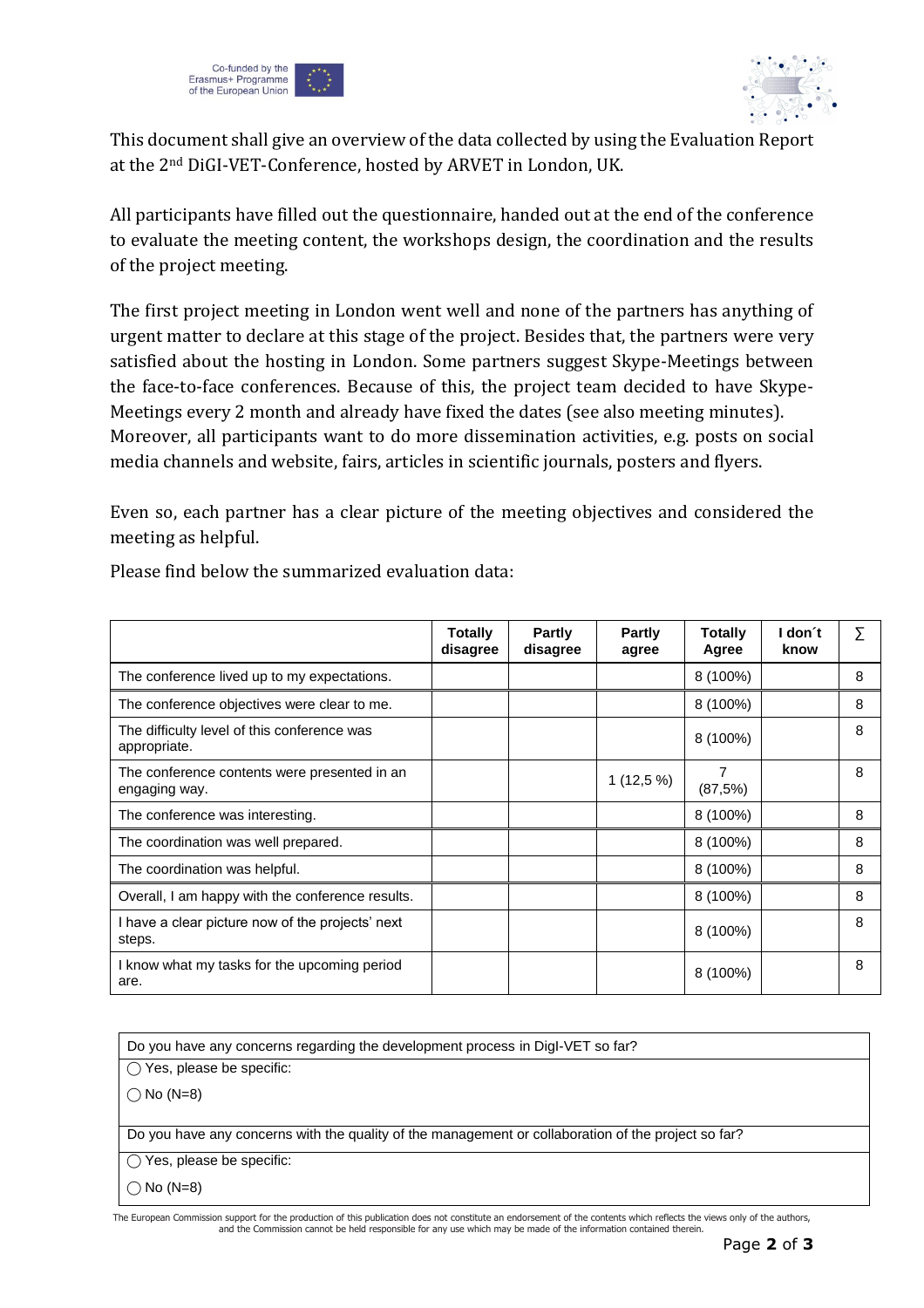This document shall give an overview of the data collected by using the Evaluation Report at the 2nd DiGI-VET-Conference, hosted by ARVET in London, UK.

All participants have filled out the questionnaire, handed out at the end of the conference to evaluate the meeting content, the workshops design, the coordination and the results of the project meeting.

The first project meeting in London went well and none of the partners has anything of urgent matter to declare at this stage of the project. Besides that, the partners were very satisfied about the hosting in London. Some partners suggest Skype-Meetings between the face-to-face conferences. Because of this, the project team decided to have Skype-Meetings every 2 month and already have fixed the dates (see also meeting minutes). Moreover, all participants want to do more dissemination activities, e.g. posts on social media channels and website, fairs, articles in scientific journals, posters and flyers.

Even so, each partner has a clear picture of the meeting objectives and considered the meeting as helpful.

Please find below the summarized evaluation data:

| | Totally disagree | Partly disagree | Partly agree | Totally Agree | I don´t know | ∑ |
|---|---|---|---|---|---|---|
| The conference lived up to my expectations. | | | | 8 (100%) | | 8 |
| The conference objectives were clear to me. | | | | 8 (100%) | | 8 |
| The difficulty level of this conference was appropriate. | | | | 8 (100%) | | 8 |
| The conference contents were presented in an engaging way. | | | 1 (12,5 %) | 7 (87,5%) | | 8 |
| The conference was interesting. | | | | 8 (100%) | | 8 |
| The coordination was well prepared. | | | | 8 (100%) | | 8 |
| The coordination was helpful. | | | | 8 (100%) | | 8 |
| Overall, I am happy with the conference results. | | | | 8 (100%) | | 8 |
| I have a clear picture now of the projects' next steps. | | | | 8 (100%) | | 8 |
| I know what my tasks for the upcoming period are. | | | | 8 (100%) | | 8 |

Do you have any concerns regarding the development process in DigI-VET so far?

◯ Yes, please be specific:

◯ No (N=8)

Do you have any concerns with the quality of the management or collaboration of the project so far?

◯ Yes, please be specific:

◯ No (N=8)

The European Commission support for the production of this publication does not constitute an endorsement of the contents which reflects the views only of the authors, and the Commission cannot be held responsible for any use which may be made of the information contained therein.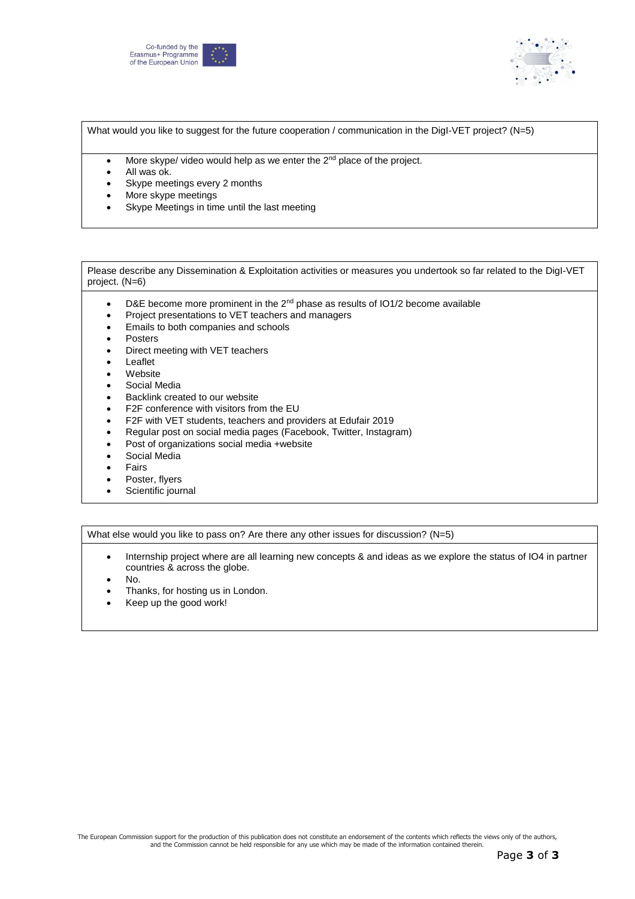What would you like to suggest for the future cooperation / communication in the DigI-VET project? (N=5)

- More skype/ video would help as we enter the 2nd place of the project.
- All was ok.
- Skype meetings every 2 months
- More skype meetings
- Skype Meetings in time until the last meeting

Please describe any Dissemination & Exploitation activities or measures you undertook so far related to the DigI-VET project. (N=6)

- D&E become more prominent in the 2nd phase as results of IO1/2 become available
- Project presentations to VET teachers and managers
- Emails to both companies and schools
- Posters
- Direct meeting with VET teachers
- Leaflet
- Website
- Social Media
- Backlink created to our website
- F2F conference with visitors from the EU
- F2F with VET students, teachers and providers at Edufair 2019
- Regular post on social media pages (Facebook, Twitter, Instagram)
- Post of organizations social media +website
- Social Media
- Fairs
- Poster, flyers
- Scientific journal

What else would you like to pass on? Are there any other issues for discussion? (N=5)

- Internship project where are all learning new concepts & and ideas as we explore the status of IO4 in partner countries & across the globe.
- No.
- Thanks, for hosting us in London.
- Keep up the good work!